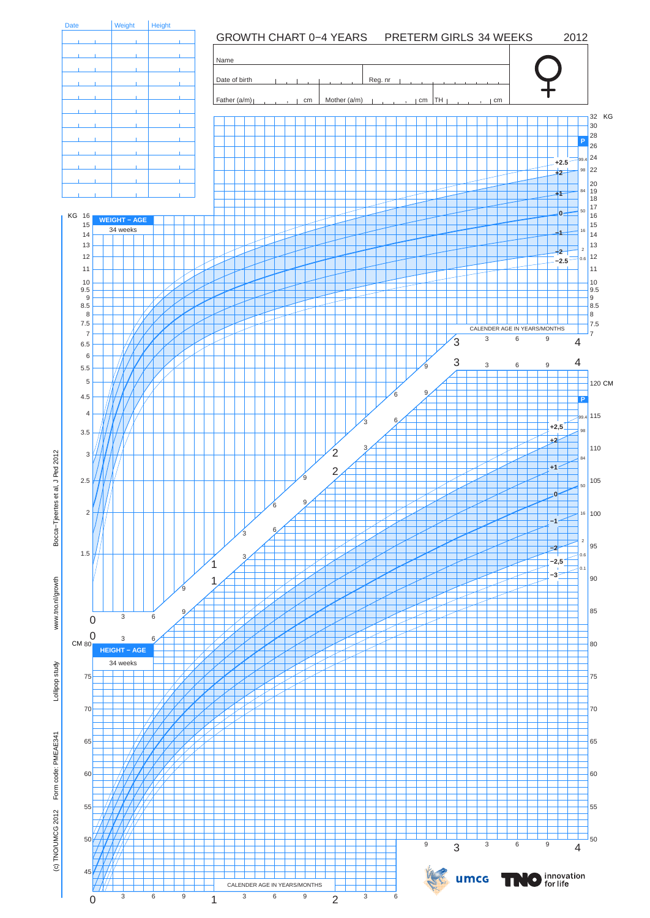# GROWTH CHART 0−4 YEARS PRETERM GIRLS 34 WEEKS 2012

| Date | Weight | Height |
|---|---|---|
| | | |
| | | |
| | | |
| | | |
| | | |
| | | |
| | | |
| | | |
| | | |
| | | |
| | | |
| | | |

Name

Date of birth

Reg. nr

Father (a/m) cm

Mother (a/m) cm

TH cm

**WEIGHT – AGE**

34 weeks

**HEIGHT – AGE**

34 weeks

CALENDER AGE IN YEARS/MONTHS

Bocca−Tjeertes et al, J Ped 2012

www.tno.nl/growth

Lollipop study

Form code: PMEAE341

(c) TNO/UMCG 2012

umcg

TNO innovation for life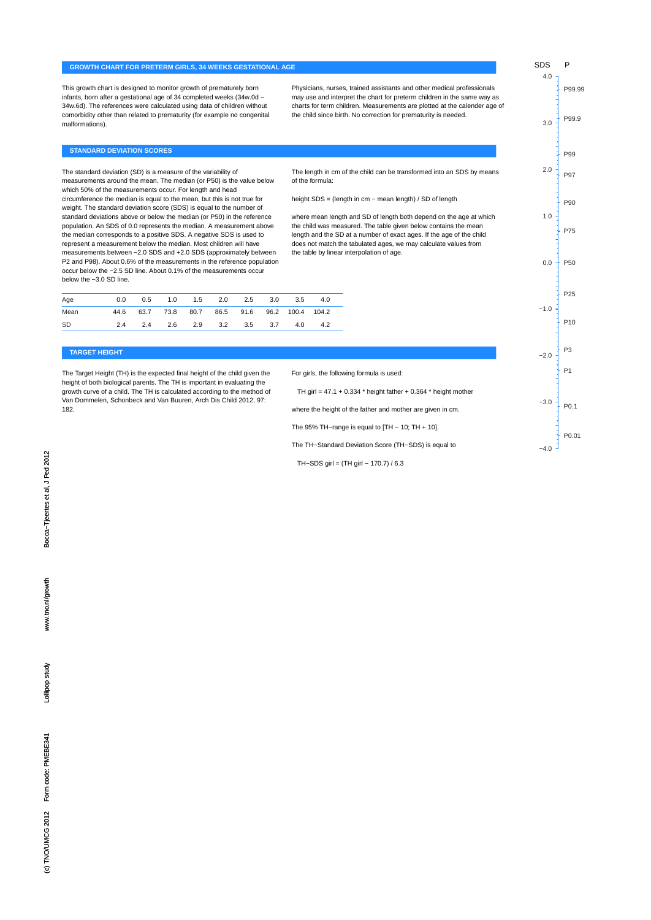## GROWTH CHART FOR PRETERM GIRLS, 34 WEEKS GESTATIONAL AGE

This growth chart is designed to monitor growth of prematurely born infants, born after a gestational age of 34 completed weeks (34w.0d − 34w.6d). The references were calculated using data of children without comorbidity other than related to prematurity (for example no congenital malformations).

Physicians, nurses, trained assistants and other medical professionals may use and interpret the chart for preterm children in the same way as charts for term children. Measurements are plotted at the calender age of the child since birth. No correction for prematurity is needed.

## STANDARD DEVIATION SCORES

The standard deviation (SD) is a measure of the variability of measurements around the mean. The median (or P50) is the value below which 50% of the measurements occur. For length and head circumference the median is equal to the mean, but this is not true for weight. The standard deviation score (SDS) is equal to the number of standard deviations above or below the median (or P50) in the reference population. An SDS of 0.0 represents the median. A measurement above the median corresponds to a positive SDS. A negative SDS is used to represent a measurement below the median. Most children will have measurements between −2.0 SDS and +2.0 SDS (approximately between P2 and P98). About 0.6% of the measurements in the reference population occur below the −2.5 SD line. About 0.1% of the measurements occur below the −3.0 SD line.

| Age | 0.0 | 0.5 | 1.0 | 1.5 | 2.0 | 2.5 | 3.0 | 3.5 | 4.0 |
|---|---|---|---|---|---|---|---|---|---|
| Mean | 44.6 | 63.7 | 73.8 | 80.7 | 86.5 | 91.6 | 96.2 | 100.4 | 104.2 |
| SD | 2.4 | 2.4 | 2.6 | 2.9 | 3.2 | 3.5 | 3.7 | 4.0 | 4.2 |

The length in cm of the child can be transformed into an SDS by means of the formula:

height SDS = (length in cm − mean length) / SD of length

where mean length and SD of length both depend on the age at which the child was measured. The table given below contains the mean length and the SD at a number of exact ages. If the age of the child does not match the tabulated ages, we may calculate values from the table by linear interpolation of age.

## TARGET HEIGHT

The Target Height (TH) is the expected final height of the child given the height of both biological parents. The TH is important in evaluating the growth curve of a child. The TH is calculated according to the method of Van Dommelen, Schonbeck and Van Buuren, Arch Dis Child 2012, 97: 182.

For girls, the following formula is used:

TH girl = 47.1 + 0.334 * height father + 0.364 * height mother

where the height of the father and mother are given in cm.

The 95% TH−range is equal to [TH − 10; TH + 10].

The TH−Standard Deviation Score (TH−SDS) is equal to

TH−SDS girl = (TH girl − 170.7) / 6.3

SDS P
4.0 P99.99
3.0 P99.9
P99
2.0 P97
P90
1.0 P75
0.0 P50
P25
−1.0 P10
−2.0 P3
P1
−3.0 P0.1
−4.0 P0.01

(c) TNO/UMCG 2012 Form code: PMEBE341 Lollipop study www.tno.nl/growth Bocca−Tjeertes et al, J Ped 2012